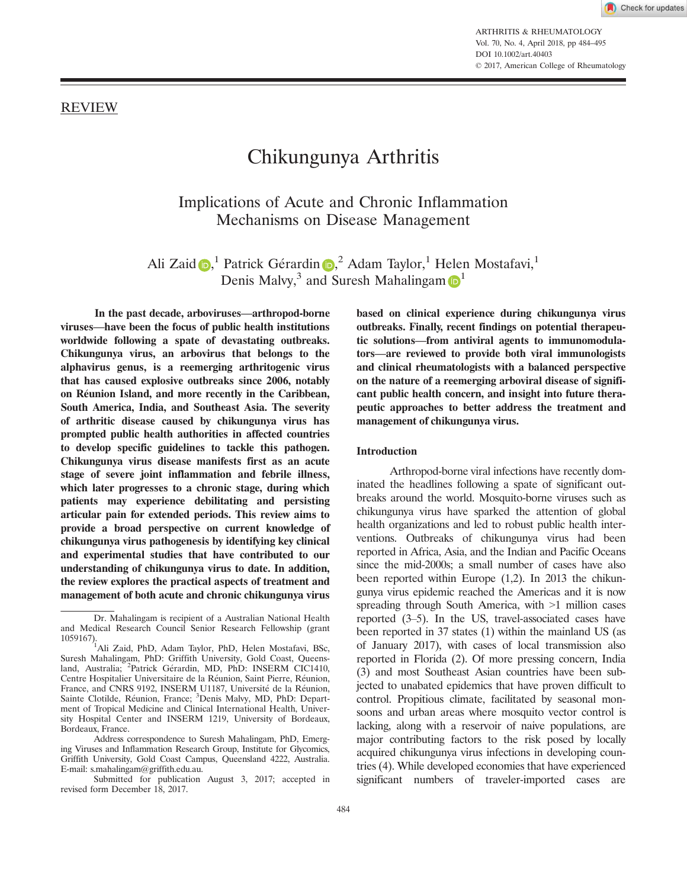REVIEW

# Chikungunya Arthritis

## Implications of Acute and Chronic Inflammation Mechanisms on Disease Management

Ali Zaid,[1] Patrick Gérardin,[2] Adam Taylor,[1] Helen Mostafavi,[1] Denis Malvy,[3] and Suresh Mahalingam[1]

**In the past decade, arboviruses—arthropod-borne viruses—have been the focus of public health institutions worldwide following a spate of devastating outbreaks. Chikungunya virus, an arbovirus that belongs to the alphavirus genus, is a reemerging arthritogenic virus that has caused explosive outbreaks since 2006, notably on Réunion Island, and more recently in the Caribbean, South America, India, and Southeast Asia. The severity of arthritic disease caused by chikungunya virus has prompted public health authorities in affected countries to develop specific guidelines to tackle this pathogen. Chikungunya virus disease manifests first as an acute stage of severe joint inflammation and febrile illness, which later progresses to a chronic stage, during which patients may experience debilitating and persisting articular pain for extended periods. This review aims to provide a broad perspective on current knowledge of chikungunya virus pathogenesis by identifying key clinical and experimental studies that have contributed to our understanding of chikungunya virus to date. In addition, the review explores the practical aspects of treatment and management of both acute and chronic chikungunya virus based on clinical experience during chikungunya virus outbreaks. Finally, recent findings on potential therapeutic solutions—from antiviral agents to immunomodulators—are reviewed to provide both viral immunologists and clinical rheumatologists with a balanced perspective on the nature of a reemerging arboviral disease of significant public health concern, and insight into future therapeutic approaches to better address the treatment and management of chikungunya virus.**

### Introduction

Arthropod-borne viral infections have recently dominated the headlines following a spate of significant outbreaks around the world. Mosquito-borne viruses such as chikungunya virus have sparked the attention of global health organizations and led to robust public health interventions. Outbreaks of chikungunya virus had been reported in Africa, Asia, and the Indian and Pacific Oceans since the mid-2000s; a small number of cases have also been reported within Europe (1,2). In 2013 the chikungunya virus epidemic reached the Americas and it is now spreading through South America, with >1 million cases reported (3–5). In the US, travel-associated cases have been reported in 37 states (1) within the mainland US (as of January 2017), with cases of local transmission also reported in Florida (2). Of more pressing concern, India (3) and most Southeast Asian countries have been subjected to unabated epidemics that have proven difficult to control. Propitious climate, facilitated by seasonal monsoons and urban areas where mosquito vector control is lacking, along with a reservoir of naive populations, are major contributing factors to the risk posed by locally acquired chikungunya virus infections in developing countries (4). While developed economies that have experienced significant numbers of traveler-imported cases are

---

Dr. Mahalingam is recipient of a Australian National Health and Medical Research Council Senior Research Fellowship (grant 1059167).

[1]Ali Zaid, PhD, Adam Taylor, PhD, Helen Mostafavi, BSc, Suresh Mahalingam, PhD: Griffith University, Gold Coast, Queensland, Australia; [2]Patrick Gérardin, MD, PhD: INSERM CIC1410, Centre Hospitalier Universitaire de la Réunion, Saint Pierre, Réunion, France, and CNRS 9192, INSERM U1187, Université de la Réunion, Sainte Clotilde, Réunion, France; [3]Denis Malvy, MD, PhD: Department of Tropical Medicine and Clinical International Health, University Hospital Center and INSERM 1219, University of Bordeaux, Bordeaux, France.

Address correspondence to Suresh Mahalingam, PhD, Emerging Viruses and Inflammation Research Group, Institute for Glycomics, Griffith University, Gold Coast Campus, Queensland 4222, Australia. E-mail: s.mahalingam@griffith.edu.au.

Submitted for publication August 3, 2017; accepted in revised form December 18, 2017.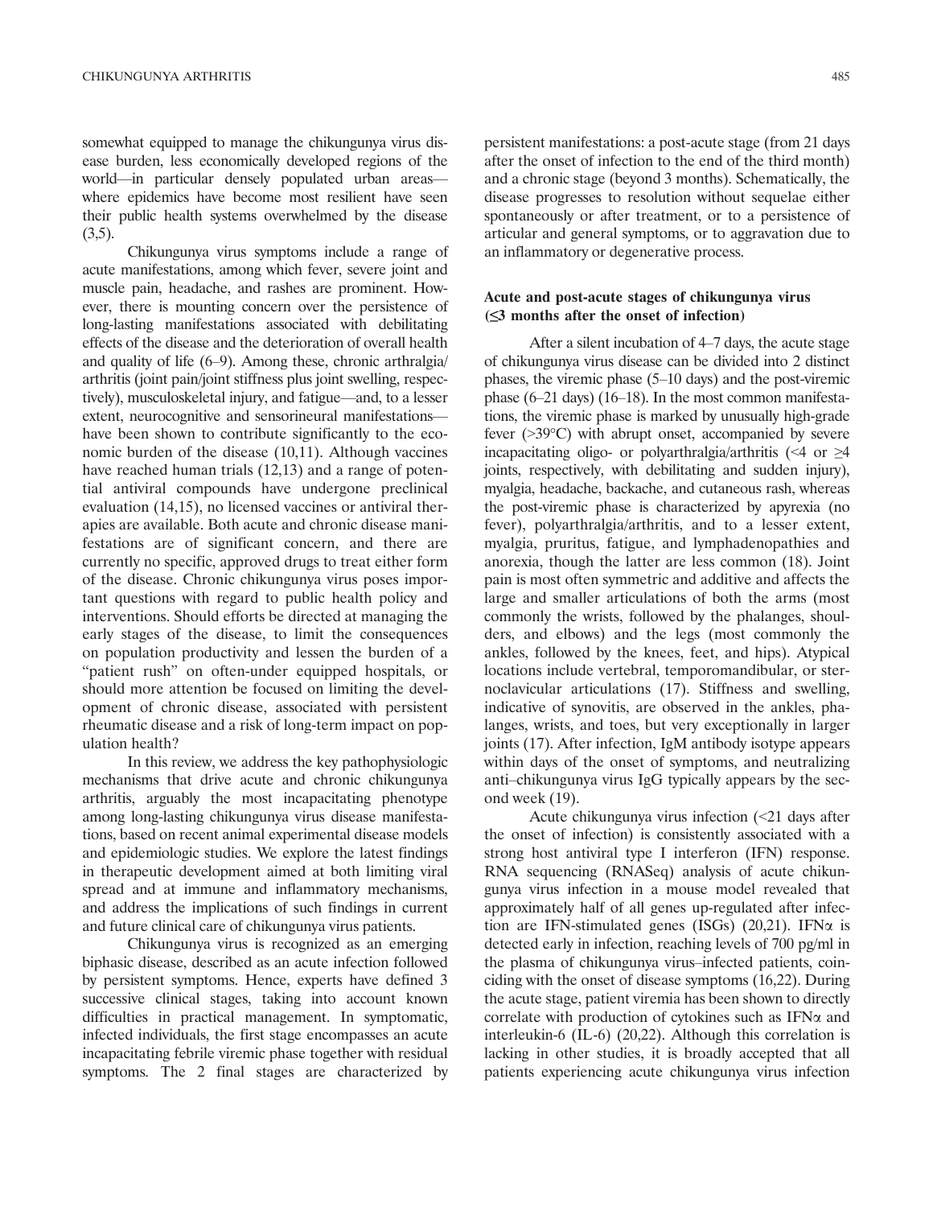somewhat equipped to manage the chikungunya virus disease burden, less economically developed regions of the world—in particular densely populated urban areas—where epidemics have become most resilient have seen their public health systems overwhelmed by the disease (3,5).

Chikungunya virus symptoms include a range of acute manifestations, among which fever, severe joint and muscle pain, headache, and rashes are prominent. However, there is mounting concern over the persistence of long-lasting manifestations associated with debilitating effects of the disease and the deterioration of overall health and quality of life (6–9). Among these, chronic arthralgia/arthritis (joint pain/joint stiffness plus joint swelling, respectively), musculoskeletal injury, and fatigue—and, to a lesser extent, neurocognitive and sensorineural manifestations—have been shown to contribute significantly to the economic burden of the disease (10,11). Although vaccines have reached human trials (12,13) and a range of potential antiviral compounds have undergone preclinical evaluation (14,15), no licensed vaccines or antiviral therapies are available. Both acute and chronic disease manifestations are of significant concern, and there are currently no specific, approved drugs to treat either form of the disease. Chronic chikungunya virus poses important questions with regard to public health policy and interventions. Should efforts be directed at managing the early stages of the disease, to limit the consequences on population productivity and lessen the burden of a "patient rush" on often-under equipped hospitals, or should more attention be focused on limiting the development of chronic disease, associated with persistent rheumatic disease and a risk of long-term impact on population health?

In this review, we address the key pathophysiologic mechanisms that drive acute and chronic chikungunya arthritis, arguably the most incapacitating phenotype among long-lasting chikungunya virus disease manifestations, based on recent animal experimental disease models and epidemiologic studies. We explore the latest findings in therapeutic development aimed at both limiting viral spread and at immune and inflammatory mechanisms, and address the implications of such findings in current and future clinical care of chikungunya virus patients.

Chikungunya virus is recognized as an emerging biphasic disease, described as an acute infection followed by persistent symptoms. Hence, experts have defined 3 successive clinical stages, taking into account known difficulties in practical management. In symptomatic, infected individuals, the first stage encompasses an acute incapacitating febrile viremic phase together with residual symptoms. The 2 final stages are characterized by persistent manifestations: a post-acute stage (from 21 days after the onset of infection to the end of the third month) and a chronic stage (beyond 3 months). Schematically, the disease progresses to resolution without sequelae either spontaneously or after treatment, or to a persistence of articular and general symptoms, or to aggravation due to an inflammatory or degenerative process.

### Acute and post-acute stages of chikungunya virus (≤3 months after the onset of infection)

After a silent incubation of 4–7 days, the acute stage of chikungunya virus disease can be divided into 2 distinct phases, the viremic phase (5–10 days) and the post-viremic phase (6–21 days) (16–18). In the most common manifestations, the viremic phase is marked by unusually high-grade fever (>39°C) with abrupt onset, accompanied by severe incapacitating oligo- or polyarthralgia/arthritis (<4 or ≥4 joints, respectively, with debilitating and sudden injury), myalgia, headache, backache, and cutaneous rash, whereas the post-viremic phase is characterized by apyrexia (no fever), polyarthralgia/arthritis, and to a lesser extent, myalgia, pruritus, fatigue, and lymphadenopathies and anorexia, though the latter are less common (18). Joint pain is most often symmetric and additive and affects the large and smaller articulations of both the arms (most commonly the wrists, followed by the phalanges, shoulders, and elbows) and the legs (most commonly the ankles, followed by the knees, feet, and hips). Atypical locations include vertebral, temporomandibular, or sternoclavicular articulations (17). Stiffness and swelling, indicative of synovitis, are observed in the ankles, phalanges, wrists, and toes, but very exceptionally in larger joints (17). After infection, IgM antibody isotype appears within days of the onset of symptoms, and neutralizing anti–chikungunya virus IgG typically appears by the second week (19).

Acute chikungunya virus infection (<21 days after the onset of infection) is consistently associated with a strong host antiviral type I interferon (IFN) response. RNA sequencing (RNASeq) analysis of acute chikungunya virus infection in a mouse model revealed that approximately half of all genes up-regulated after infection are IFN-stimulated genes (ISGs) (20,21). IFN$\alpha$ is detected early in infection, reaching levels of 700 pg/ml in the plasma of chikungunya virus–infected patients, coinciding with the onset of disease symptoms (16,22). During the acute stage, patient viremia has been shown to directly correlate with production of cytokines such as IFN$\alpha$ and interleukin-6 (IL-6) (20,22). Although this correlation is lacking in other studies, it is broadly accepted that all patients experiencing acute chikungunya virus infection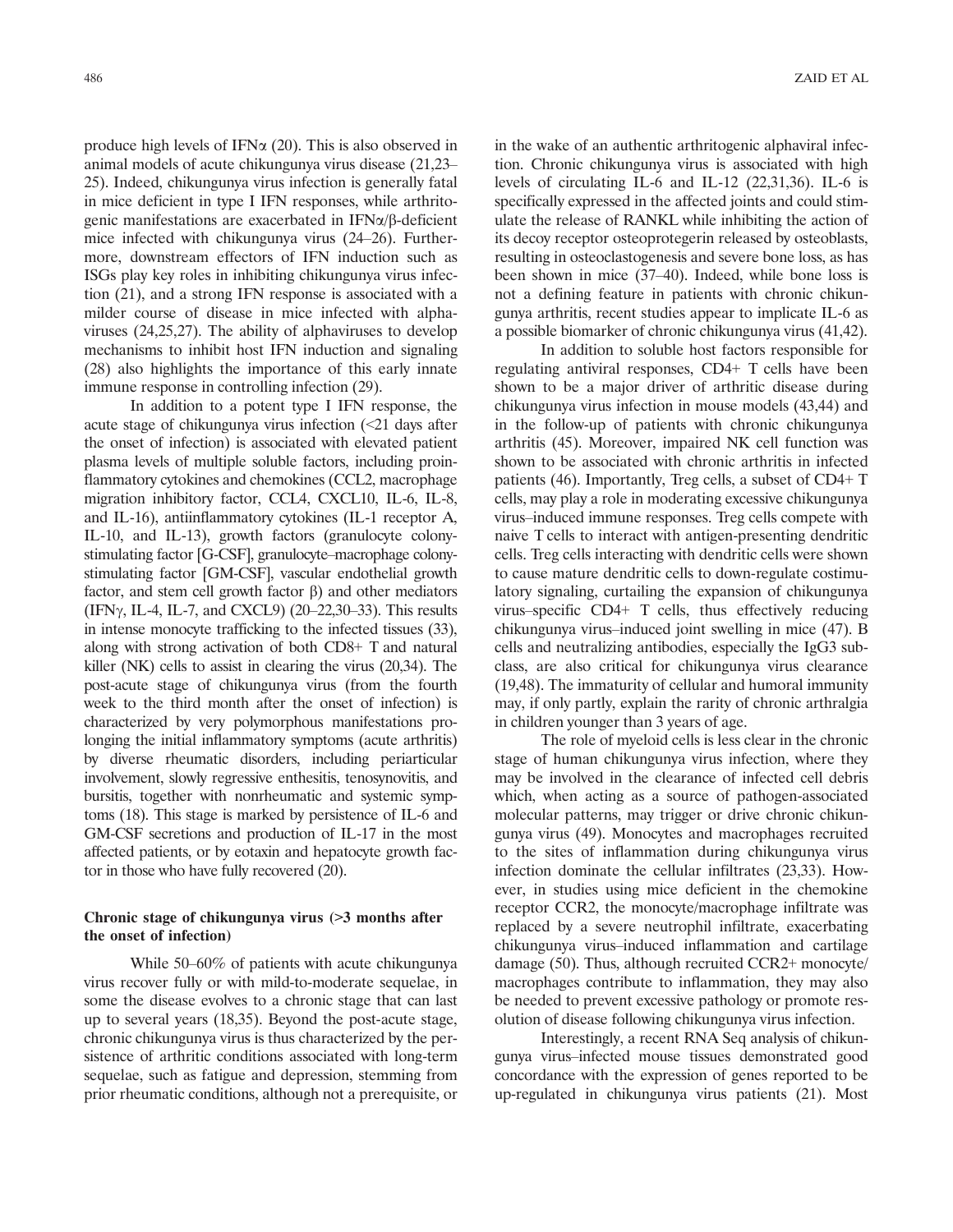produce high levels of IFNα (20). This is also observed in animal models of acute chikungunya virus disease (21,23–25). Indeed, chikungunya virus infection is generally fatal in mice deficient in type I IFN responses, while arthritogenic manifestations are exacerbated in IFNα/β-deficient mice infected with chikungunya virus (24–26). Furthermore, downstream effectors of IFN induction such as ISGs play key roles in inhibiting chikungunya virus infection (21), and a strong IFN response is associated with a milder course of disease in mice infected with alphaviruses (24,25,27). The ability of alphaviruses to develop mechanisms to inhibit host IFN induction and signaling (28) also highlights the importance of this early innate immune response in controlling infection (29).

In addition to a potent type I IFN response, the acute stage of chikungunya virus infection (<21 days after the onset of infection) is associated with elevated patient plasma levels of multiple soluble factors, including proinflammatory cytokines and chemokines (CCL2, macrophage migration inhibitory factor, CCL4, CXCL10, IL-6, IL-8, and IL-16), antiinflammatory cytokines (IL-1 receptor A, IL-10, and IL-13), growth factors (granulocyte colony-stimulating factor [G-CSF], granulocyte–macrophage colony-stimulating factor [GM-CSF], vascular endothelial growth factor, and stem cell growth factor β) and other mediators (IFNγ, IL-4, IL-7, and CXCL9) (20–22,30–33). This results in intense monocyte trafficking to the infected tissues (33), along with strong activation of both CD8+ T and natural killer (NK) cells to assist in clearing the virus (20,34). The post-acute stage of chikungunya virus (from the fourth week to the third month after the onset of infection) is characterized by very polymorphous manifestations prolonging the initial inflammatory symptoms (acute arthritis) by diverse rheumatic disorders, including periarticular involvement, slowly regressive enthesitis, tenosynovitis, and bursitis, together with nonrheumatic and systemic symptoms (18). This stage is marked by persistence of IL-6 and GM-CSF secretions and production of IL-17 in the most affected patients, or by eotaxin and hepatocyte growth factor in those who have fully recovered (20).

**Chronic stage of chikungunya virus (>3 months after the onset of infection)**

While 50–60% of patients with acute chikungunya virus recover fully or with mild-to-moderate sequelae, in some the disease evolves to a chronic stage that can last up to several years (18,35). Beyond the post-acute stage, chronic chikungunya virus is thus characterized by the persistence of arthritic conditions associated with long-term sequelae, such as fatigue and depression, stemming from prior rheumatic conditions, although not a prerequisite, or in the wake of an authentic arthritogenic alphaviral infection. Chronic chikungunya virus is associated with high levels of circulating IL-6 and IL-12 (22,31,36). IL-6 is specifically expressed in the affected joints and could stimulate the release of RANKL while inhibiting the action of its decoy receptor osteoprotegerin released by osteoblasts, resulting in osteoclastogenesis and severe bone loss, as has been shown in mice (37–40). Indeed, while bone loss is not a defining feature in patients with chronic chikungunya arthritis, recent studies appear to implicate IL-6 as a possible biomarker of chronic chikungunya virus (41,42).

In addition to soluble host factors responsible for regulating antiviral responses, CD4+ T cells have been shown to be a major driver of arthritic disease during chikungunya virus infection in mouse models (43,44) and in the follow-up of patients with chronic chikungunya arthritis (45). Moreover, impaired NK cell function was shown to be associated with chronic arthritis in infected patients (46). Importantly, Treg cells, a subset of CD4+ T cells, may play a role in moderating excessive chikungunya virus–induced immune responses. Treg cells compete with naive T cells to interact with antigen-presenting dendritic cells. Treg cells interacting with dendritic cells were shown to cause mature dendritic cells to down-regulate costimulatory signaling, curtailing the expansion of chikungunya virus–specific CD4+ T cells, thus effectively reducing chikungunya virus–induced joint swelling in mice (47). B cells and neutralizing antibodies, especially the IgG3 subclass, are also critical for chikungunya virus clearance (19,48). The immaturity of cellular and humoral immunity may, if only partly, explain the rarity of chronic arthralgia in children younger than 3 years of age.

The role of myeloid cells is less clear in the chronic stage of human chikungunya virus infection, where they may be involved in the clearance of infected cell debris which, when acting as a source of pathogen-associated molecular patterns, may trigger or drive chronic chikungunya virus (49). Monocytes and macrophages recruited to the sites of inflammation during chikungunya virus infection dominate the cellular infiltrates (23,33). However, in studies using mice deficient in the chemokine receptor CCR2, the monocyte/macrophage infiltrate was replaced by a severe neutrophil infiltrate, exacerbating chikungunya virus–induced inflammation and cartilage damage (50). Thus, although recruited CCR2+ monocyte/macrophages contribute to inflammation, they may also be needed to prevent excessive pathology or promote resolution of disease following chikungunya virus infection.

Interestingly, a recent RNA Seq analysis of chikungunya virus–infected mouse tissues demonstrated good concordance with the expression of genes reported to be up-regulated in chikungunya virus patients (21). Most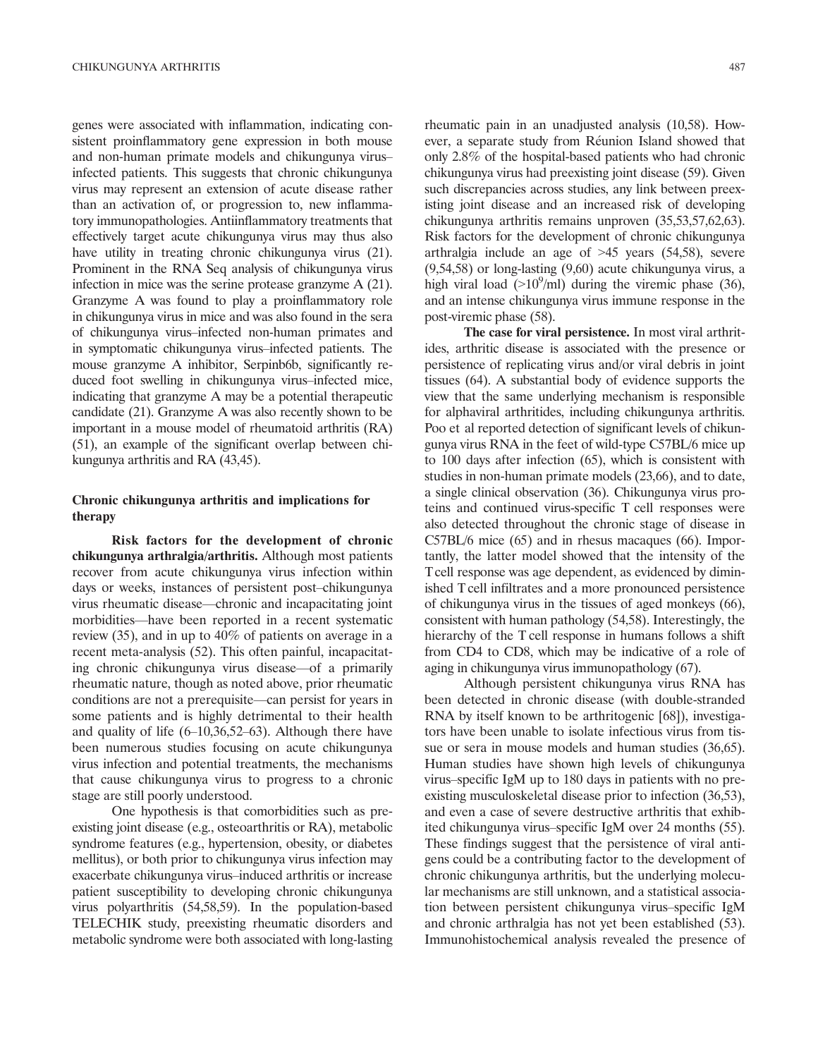genes were associated with inflammation, indicating consistent proinflammatory gene expression in both mouse and non-human primate models and chikungunya virus–infected patients. This suggests that chronic chikungunya virus may represent an extension of acute disease rather than an activation of, or progression to, new inflammatory immunopathologies. Antiinflammatory treatments that effectively target acute chikungunya virus may thus also have utility in treating chronic chikungunya virus (21). Prominent in the RNA Seq analysis of chikungunya virus infection in mice was the serine protease granzyme A (21). Granzyme A was found to play a proinflammatory role in chikungunya virus in mice and was also found in the sera of chikungunya virus–infected non-human primates and in symptomatic chikungunya virus–infected patients. The mouse granzyme A inhibitor, Serpinb6b, significantly reduced foot swelling in chikungunya virus–infected mice, indicating that granzyme A may be a potential therapeutic candidate (21). Granzyme A was also recently shown to be important in a mouse model of rheumatoid arthritis (RA) (51), an example of the significant overlap between chikungunya arthritis and RA (43,45).

## Chronic chikungunya arthritis and implications for therapy

**Risk factors for the development of chronic chikungunya arthralgia/arthritis.** Although most patients recover from acute chikungunya virus infection within days or weeks, instances of persistent post–chikungunya virus rheumatic disease—chronic and incapacitating joint morbidities—have been reported in a recent systematic review (35), and in up to 40% of patients on average in a recent meta-analysis (52). This often painful, incapacitating chronic chikungunya virus disease—of a primarily rheumatic nature, though as noted above, prior rheumatic conditions are not a prerequisite—can persist for years in some patients and is highly detrimental to their health and quality of life (6–10,36,52–63). Although there have been numerous studies focusing on acute chikungunya virus infection and potential treatments, the mechanisms that cause chikungunya virus to progress to a chronic stage are still poorly understood.

One hypothesis is that comorbidities such as preexisting joint disease (e.g., osteoarthritis or RA), metabolic syndrome features (e.g., hypertension, obesity, or diabetes mellitus), or both prior to chikungunya virus infection may exacerbate chikungunya virus–induced arthritis or increase patient susceptibility to developing chronic chikungunya virus polyarthritis (54,58,59). In the population-based TELECHIK study, preexisting rheumatic disorders and metabolic syndrome were both associated with long-lasting rheumatic pain in an unadjusted analysis (10,58). However, a separate study from Réunion Island showed that only 2.8% of the hospital-based patients who had chronic chikungunya virus had preexisting joint disease (59). Given such discrepancies across studies, any link between preexisting joint disease and an increased risk of developing chikungunya arthritis remains unproven (35,53,57,62,63). Risk factors for the development of chronic chikungunya arthralgia include an age of >45 years (54,58), severe (9,54,58) or long-lasting (9,60) acute chikungunya virus, a high viral load (>$10^9$/ml) during the viremic phase (36), and an intense chikungunya virus immune response in the post-viremic phase (58).

**The case for viral persistence.** In most viral arthritides, arthritic disease is associated with the presence or persistence of replicating virus and/or viral debris in joint tissues (64). A substantial body of evidence supports the view that the same underlying mechanism is responsible for alphaviral arthritides, including chikungunya arthritis. Poo et al reported detection of significant levels of chikungunya virus RNA in the feet of wild-type C57BL/6 mice up to 100 days after infection (65), which is consistent with studies in non-human primate models (23,66), and to date, a single clinical observation (36). Chikungunya virus proteins and continued virus-specific T cell responses were also detected throughout the chronic stage of disease in C57BL/6 mice (65) and in rhesus macaques (66). Importantly, the latter model showed that the intensity of the T cell response was age dependent, as evidenced by diminished T cell infiltrates and a more pronounced persistence of chikungunya virus in the tissues of aged monkeys (66), consistent with human pathology (54,58). Interestingly, the hierarchy of the T cell response in humans follows a shift from CD4 to CD8, which may be indicative of a role of aging in chikungunya virus immunopathology (67).

Although persistent chikungunya virus RNA has been detected in chronic disease (with double-stranded RNA by itself known to be arthritogenic [68]), investigators have been unable to isolate infectious virus from tissue or sera in mouse models and human studies (36,65). Human studies have shown high levels of chikungunya virus–specific IgM up to 180 days in patients with no preexisting musculoskeletal disease prior to infection (36,53), and even a case of severe destructive arthritis that exhibited chikungunya virus–specific IgM over 24 months (55). These findings suggest that the persistence of viral antigens could be a contributing factor to the development of chronic chikungunya arthritis, but the underlying molecular mechanisms are still unknown, and a statistical association between persistent chikungunya virus–specific IgM and chronic arthralgia has not yet been established (53). Immunohistochemical analysis revealed the presence of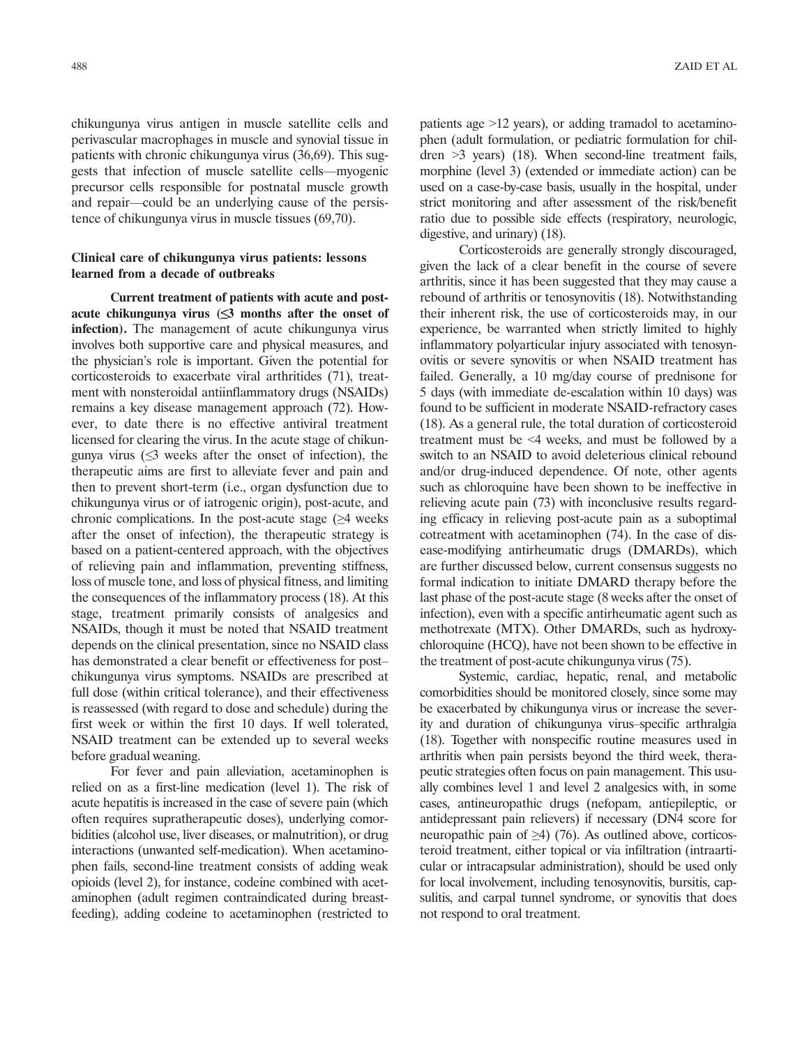chikungunya virus antigen in muscle satellite cells and perivascular macrophages in muscle and synovial tissue in patients with chronic chikungunya virus (36,69). This suggests that infection of muscle satellite cells—myogenic precursor cells responsible for postnatal muscle growth and repair—could be an underlying cause of the persistence of chikungunya virus in muscle tissues (69,70).

## Clinical care of chikungunya virus patients: lessons learned from a decade of outbreaks

**Current treatment of patients with acute and post-acute chikungunya virus (≤3 months after the onset of infection).** The management of acute chikungunya virus involves both supportive care and physical measures, and the physician's role is important. Given the potential for corticosteroids to exacerbate viral arthritides (71), treatment with nonsteroidal antiinflammatory drugs (NSAIDs) remains a key disease management approach (72). However, to date there is no effective antiviral treatment licensed for clearing the virus. In the acute stage of chikungunya virus (≤3 weeks after the onset of infection), the therapeutic aims are first to alleviate fever and pain and then to prevent short-term (i.e., organ dysfunction due to chikungunya virus or of iatrogenic origin), post-acute, and chronic complications. In the post-acute stage (≥4 weeks after the onset of infection), the therapeutic strategy is based on a patient-centered approach, with the objectives of relieving pain and inflammation, preventing stiffness, loss of muscle tone, and loss of physical fitness, and limiting the consequences of the inflammatory process (18). At this stage, treatment primarily consists of analgesics and NSAIDs, though it must be noted that NSAID treatment depends on the clinical presentation, since no NSAID class has demonstrated a clear benefit or effectiveness for post–chikungunya virus symptoms. NSAIDs are prescribed at full dose (within critical tolerance), and their effectiveness is reassessed (with regard to dose and schedule) during the first week or within the first 10 days. If well tolerated, NSAID treatment can be extended up to several weeks before gradual weaning.

For fever and pain alleviation, acetaminophen is relied on as a first-line medication (level 1). The risk of acute hepatitis is increased in the case of severe pain (which often requires supratherapeutic doses), underlying comorbidities (alcohol use, liver diseases, or malnutrition), or drug interactions (unwanted self-medication). When acetaminophen fails, second-line treatment consists of adding weak opioids (level 2), for instance, codeine combined with acetaminophen (adult regimen contraindicated during breastfeeding), adding codeine to acetaminophen (restricted to patients age >12 years), or adding tramadol to acetaminophen (adult formulation, or pediatric formulation for children >3 years) (18). When second-line treatment fails, morphine (level 3) (extended or immediate action) can be used on a case-by-case basis, usually in the hospital, under strict monitoring and after assessment of the risk/benefit ratio due to possible side effects (respiratory, neurologic, digestive, and urinary) (18).

Corticosteroids are generally strongly discouraged, given the lack of a clear benefit in the course of severe arthritis, since it has been suggested that they may cause a rebound of arthritis or tenosynovitis (18). Notwithstanding their inherent risk, the use of corticosteroids may, in our experience, be warranted when strictly limited to highly inflammatory polyarticular injury associated with tenosynovitis or severe synovitis or when NSAID treatment has failed. Generally, a 10 mg/day course of prednisone for 5 days (with immediate de-escalation within 10 days) was found to be sufficient in moderate NSAID-refractory cases (18). As a general rule, the total duration of corticosteroid treatment must be <4 weeks, and must be followed by a switch to an NSAID to avoid deleterious clinical rebound and/or drug-induced dependence. Of note, other agents such as chloroquine have been shown to be ineffective in relieving acute pain (73) with inconclusive results regarding efficacy in relieving post-acute pain as a suboptimal cotreatment with acetaminophen (74). In the case of disease-modifying antirheumatic drugs (DMARDs), which are further discussed below, current consensus suggests no formal indication to initiate DMARD therapy before the last phase of the post-acute stage (8 weeks after the onset of infection), even with a specific antirheumatic agent such as methotrexate (MTX). Other DMARDs, such as hydroxychloroquine (HCQ), have not been shown to be effective in the treatment of post-acute chikungunya virus (75).

Systemic, cardiac, hepatic, renal, and metabolic comorbidities should be monitored closely, since some may be exacerbated by chikungunya virus or increase the severity and duration of chikungunya virus–specific arthralgia (18). Together with nonspecific routine measures used in arthritis when pain persists beyond the third week, therapeutic strategies often focus on pain management. This usually combines level 1 and level 2 analgesics with, in some cases, antineuropathic drugs (nefopam, antiepileptic, or antidepressant pain relievers) if necessary (DN4 score for neuropathic pain of ≥4) (76). As outlined above, corticosteroid treatment, either topical or via infiltration (intraarticular or intracapsular administration), should be used only for local involvement, including tenosynovitis, bursitis, capsulitis, and carpal tunnel syndrome, or synovitis that does not respond to oral treatment.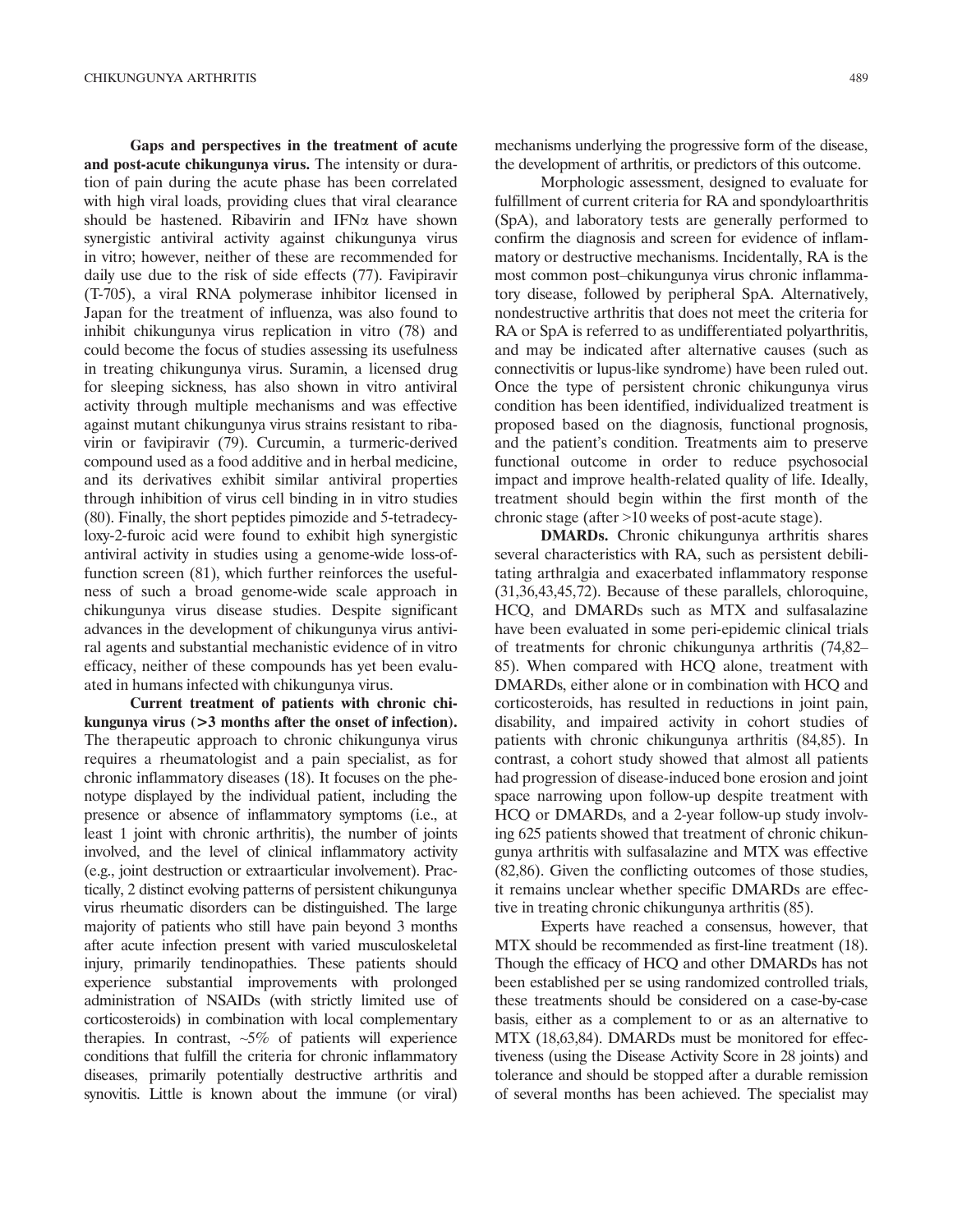**Gaps and perspectives in the treatment of acute and post-acute chikungunya virus.** The intensity or duration of pain during the acute phase has been correlated with high viral loads, providing clues that viral clearance should be hastened. Ribavirin and IFN$\alpha$ have shown synergistic antiviral activity against chikungunya virus in vitro; however, neither of these are recommended for daily use due to the risk of side effects (77). Favipiravir (T-705), a viral RNA polymerase inhibitor licensed in Japan for the treatment of influenza, was also found to inhibit chikungunya virus replication in vitro (78) and could become the focus of studies assessing its usefulness in treating chikungunya virus. Suramin, a licensed drug for sleeping sickness, has also shown in vitro antiviral activity through multiple mechanisms and was effective against mutant chikungunya virus strains resistant to ribavirin or favipiravir (79). Curcumin, a turmeric-derived compound used as a food additive and in herbal medicine, and its derivatives exhibit similar antiviral properties through inhibition of virus cell binding in in vitro studies (80). Finally, the short peptides pimozide and 5-tetradecyloxy-2-furoic acid were found to exhibit high synergistic antiviral activity in studies using a genome-wide loss-of-function screen (81), which further reinforces the usefulness of such a broad genome-wide scale approach in chikungunya virus disease studies. Despite significant advances in the development of chikungunya virus antiviral agents and substantial mechanistic evidence of in vitro efficacy, neither of these compounds has yet been evaluated in humans infected with chikungunya virus.

**Current treatment of patients with chronic chikungunya virus (>3 months after the onset of infection).** The therapeutic approach to chronic chikungunya virus requires a rheumatologist and a pain specialist, as for chronic inflammatory diseases (18). It focuses on the phenotype displayed by the individual patient, including the presence or absence of inflammatory symptoms (i.e., at least 1 joint with chronic arthritis), the number of joints involved, and the level of clinical inflammatory activity (e.g., joint destruction or extraarticular involvement). Practically, 2 distinct evolving patterns of persistent chikungunya virus rheumatic disorders can be distinguished. The large majority of patients who still have pain beyond 3 months after acute infection present with varied musculoskeletal injury, primarily tendinopathies. These patients should experience substantial improvements with prolonged administration of NSAIDs (with strictly limited use of corticosteroids) in combination with local complementary therapies. In contrast, ~5% of patients will experience conditions that fulfill the criteria for chronic inflammatory diseases, primarily potentially destructive arthritis and synovitis. Little is known about the immune (or viral) mechanisms underlying the progressive form of the disease, the development of arthritis, or predictors of this outcome.

Morphologic assessment, designed to evaluate for fulfillment of current criteria for RA and spondyloarthritis (SpA), and laboratory tests are generally performed to confirm the diagnosis and screen for evidence of inflammatory or destructive mechanisms. Incidentally, RA is the most common post–chikungunya virus chronic inflammatory disease, followed by peripheral SpA. Alternatively, nondestructive arthritis that does not meet the criteria for RA or SpA is referred to as undifferentiated polyarthritis, and may be indicated after alternative causes (such as connectivitis or lupus-like syndrome) have been ruled out. Once the type of persistent chronic chikungunya virus condition has been identified, individualized treatment is proposed based on the diagnosis, functional prognosis, and the patient's condition. Treatments aim to preserve functional outcome in order to reduce psychosocial impact and improve health-related quality of life. Ideally, treatment should begin within the first month of the chronic stage (after >10 weeks of post-acute stage).

**DMARDs.** Chronic chikungunya arthritis shares several characteristics with RA, such as persistent debilitating arthralgia and exacerbated inflammatory response (31,36,43,45,72). Because of these parallels, chloroquine, HCQ, and DMARDs such as MTX and sulfasalazine have been evaluated in some peri-epidemic clinical trials of treatments for chronic chikungunya arthritis (74,82–85). When compared with HCQ alone, treatment with DMARDs, either alone or in combination with HCQ and corticosteroids, has resulted in reductions in joint pain, disability, and impaired activity in cohort studies of patients with chronic chikungunya arthritis (84,85). In contrast, a cohort study showed that almost all patients had progression of disease-induced bone erosion and joint space narrowing upon follow-up despite treatment with HCQ or DMARDs, and a 2-year follow-up study involving 625 patients showed that treatment of chronic chikungunya arthritis with sulfasalazine and MTX was effective (82,86). Given the conflicting outcomes of those studies, it remains unclear whether specific DMARDs are effective in treating chronic chikungunya arthritis (85).

Experts have reached a consensus, however, that MTX should be recommended as first-line treatment (18). Though the efficacy of HCQ and other DMARDs has not been established per se using randomized controlled trials, these treatments should be considered on a case-by-case basis, either as a complement to or as an alternative to MTX (18,63,84). DMARDs must be monitored for effectiveness (using the Disease Activity Score in 28 joints) and tolerance and should be stopped after a durable remission of several months has been achieved. The specialist may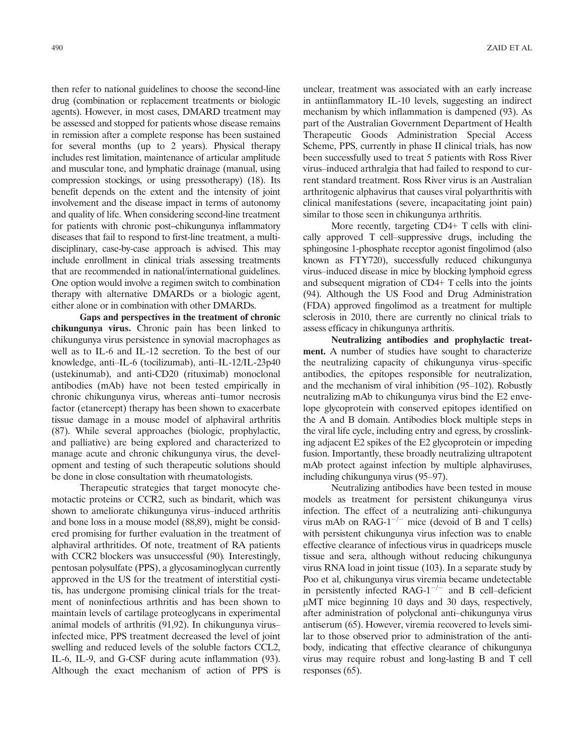then refer to national guidelines to choose the second-line drug (combination or replacement treatments or biologic agents). However, in most cases, DMARD treatment may be assessed and stopped for patients whose disease remains in remission after a complete response has been sustained for several months (up to 2 years). Physical therapy includes rest limitation, maintenance of articular amplitude and muscular tone, and lymphatic drainage (manual, using compression stockings, or using pressotherapy) (18). Its benefit depends on the extent and the intensity of joint involvement and the disease impact in terms of autonomy and quality of life. When considering second-line treatment for patients with chronic post–chikungunya inflammatory diseases that fail to respond to first-line treatment, a multidisciplinary, case-by-case approach is advised. This may include enrollment in clinical trials assessing treatments that are recommended in national/international guidelines. One option would involve a regimen switch to combination therapy with alternative DMARDs or a biologic agent, either alone or in combination with other DMARDs.

**Gaps and perspectives in the treatment of chronic chikungunya virus.** Chronic pain has been linked to chikungunya virus persistence in synovial macrophages as well as to IL-6 and IL-12 secretion. To the best of our knowledge, anti–IL-6 (tocilizumab), anti–IL-12/IL-23p40 (ustekinumab), and anti-CD20 (rituximab) monoclonal antibodies (mAb) have not been tested empirically in chronic chikungunya virus, whereas anti–tumor necrosis factor (etanercept) therapy has been shown to exacerbate tissue damage in a mouse model of alphaviral arthritis (87). While several approaches (biologic, prophylactic, and palliative) are being explored and characterized to manage acute and chronic chikungunya virus, the development and testing of such therapeutic solutions should be done in close consultation with rheumatologists.

Therapeutic strategies that target monocyte chemotactic proteins or CCR2, such as bindarit, which was shown to ameliorate chikungunya virus–induced arthritis and bone loss in a mouse model (88,89), might be considered promising for further evaluation in the treatment of alphaviral arthritides. Of note, treatment of RA patients with CCR2 blockers was unsuccessful (90). Interestingly, pentosan polysulfate (PPS), a glycosaminoglycan currently approved in the US for the treatment of interstitial cystitis, has undergone promising clinical trials for the treatment of noninfectious arthritis and has been shown to maintain levels of cartilage proteoglycans in experimental animal models of arthritis (91,92). In chikungunya virus–infected mice, PPS treatment decreased the level of joint swelling and reduced levels of the soluble factors CCL2, IL-6, IL-9, and G-CSF during acute inflammation (93). Although the exact mechanism of action of PPS is unclear, treatment was associated with an early increase in antiinflammatory IL-10 levels, suggesting an indirect mechanism by which inflammation is dampened (93). As part of the Australian Government Department of Health Therapeutic Goods Administration Special Access Scheme, PPS, currently in phase II clinical trials, has now been successfully used to treat 5 patients with Ross River virus–induced arthralgia that had failed to respond to current standard treatment. Ross River virus is an Australian arthritogenic alphavirus that causes viral polyarthritis with clinical manifestations (severe, incapacitating joint pain) similar to those seen in chikungunya arthritis.

More recently, targeting CD4+ T cells with clinically approved T cell–suppressive drugs, including the sphingosine 1-phosphate receptor agonist fingolimod (also known as FTY720), successfully reduced chikungunya virus–induced disease in mice by blocking lymphoid egress and subsequent migration of CD4+ T cells into the joints (94). Although the US Food and Drug Administration (FDA) approved fingolimod as a treatment for multiple sclerosis in 2010, there are currently no clinical trials to assess efficacy in chikungunya arthritis.

**Neutralizing antibodies and prophylactic treatment.** A number of studies have sought to characterize the neutralizing capacity of chikungunya virus–specific antibodies, the epitopes responsible for neutralization, and the mechanism of viral inhibition (95–102). Robustly neutralizing mAb to chikungunya virus bind the E2 envelope glycoprotein with conserved epitopes identified on the A and B domain. Antibodies block multiple steps in the viral life cycle, including entry and egress, by crosslinking adjacent E2 spikes of the E2 glycoprotein or impeding fusion. Importantly, these broadly neutralizing ultrapotent mAb protect against infection by multiple alphaviruses, including chikungunya virus (95–97).

Neutralizing antibodies have been tested in mouse models as treatment for persistent chikungunya virus infection. The effect of a neutralizing anti–chikungunya virus mAb on RAG-$1^{-/-}$ mice (devoid of B and T cells) with persistent chikungunya virus infection was to enable effective clearance of infectious virus in quadriceps muscle tissue and sera, although without reducing chikungunya virus RNA load in joint tissue (103). In a separate study by Poo et al, chikungunya virus viremia became undetectable in persistently infected RAG-$1^{-/-}$ and B cell–deficient μMT mice beginning 10 days and 30 days, respectively, after administration of polyclonal anti–chikungunya virus antiserum (65). However, viremia recovered to levels similar to those observed prior to administration of the antibody, indicating that effective clearance of chikungunya virus may require robust and long-lasting B and T cell responses (65).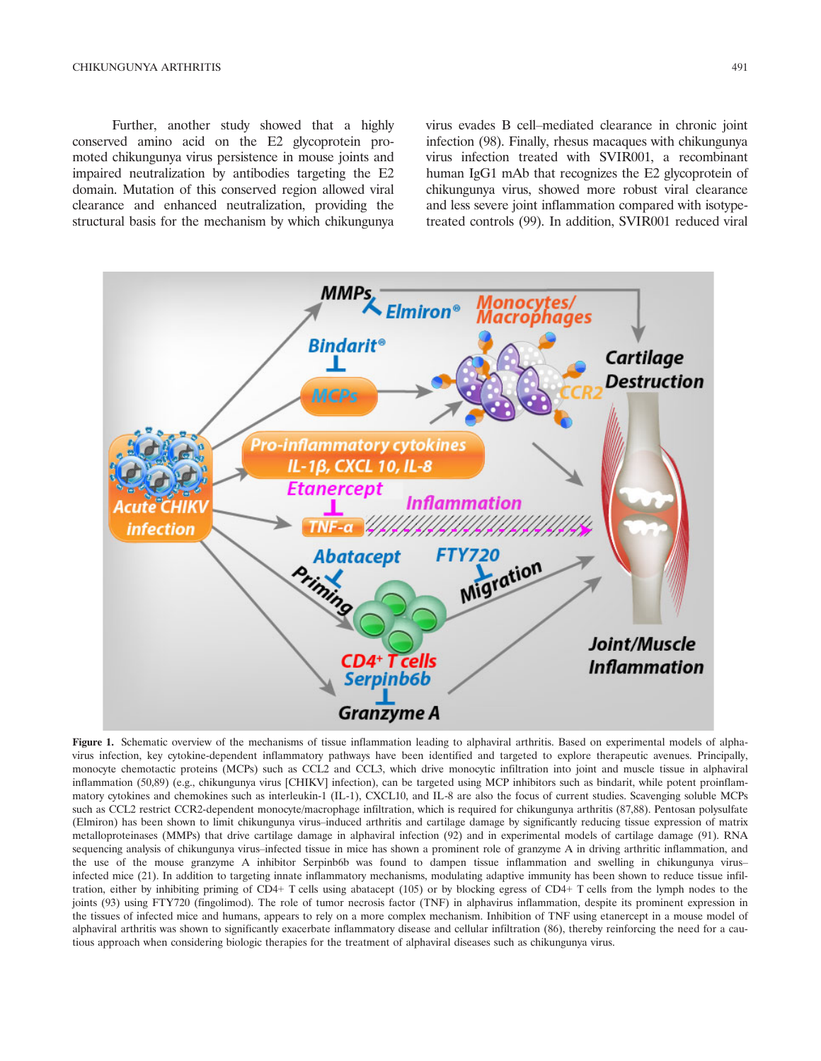Further, another study showed that a highly conserved amino acid on the E2 glycoprotein promoted chikungunya virus persistence in mouse joints and impaired neutralization by antibodies targeting the E2 domain. Mutation of this conserved region allowed viral clearance and enhanced neutralization, providing the structural basis for the mechanism by which chikungunya virus evades B cell–mediated clearance in chronic joint infection (98). Finally, rhesus macaques with chikungunya virus infection treated with SVIR001, a recombinant human IgG1 mAb that recognizes the E2 glycoprotein of chikungunya virus, showed more robust viral clearance and less severe joint inflammation compared with isotype-treated controls (99). In addition, SVIR001 reduced viral

**Figure 1.** Schematic overview of the mechanisms of tissue inflammation leading to alphaviral arthritis. Based on experimental models of alphavirus infection, key cytokine-dependent inflammatory pathways have been identified and targeted to explore therapeutic avenues. Principally, monocyte chemotactic proteins (MCPs) such as CCL2 and CCL3, which drive monocytic infiltration into joint and muscle tissue in alphaviral inflammation (50,89) (e.g., chikungunya virus [CHIKV] infection), can be targeted using MCP inhibitors such as bindarit, while potent proinflammatory cytokines and chemokines such as interleukin-1 (IL-1), CXCL10, and IL-8 are also the focus of current studies. Scavenging soluble MCPs such as CCL2 restrict CCR2-dependent monocyte/macrophage infiltration, which is required for chikungunya arthritis (87,88). Pentosan polysulfate (Elmiron) has been shown to limit chikungunya virus–induced arthritis and cartilage damage by significantly reducing tissue expression of matrix metalloproteinases (MMPs) that drive cartilage damage in alphaviral infection (92) and in experimental models of cartilage damage (91). RNA sequencing analysis of chikungunya virus–infected tissue in mice has shown a prominent role of granzyme A in driving arthritic inflammation, and the use of the mouse granzyme A inhibitor Serpinb6b was found to dampen tissue inflammation and swelling in chikungunya virus–infected mice (21). In addition to targeting innate inflammatory mechanisms, modulating adaptive immunity has been shown to reduce tissue infiltration, either by inhibiting priming of CD4+ T cells using abatacept (105) or by blocking egress of CD4+ T cells from the lymph nodes to the joints (93) using FTY720 (fingolimod). The role of tumor necrosis factor (TNF) in alphavirus inflammation, despite its prominent expression in the tissues of infected mice and humans, appears to rely on a more complex mechanism. Inhibition of TNF using etanercept in a mouse model of alphaviral arthritis was shown to significantly exacerbate inflammatory disease and cellular infiltration (86), thereby reinforcing the need for a cautious approach when considering biologic therapies for the treatment of alphaviral diseases such as chikungunya virus.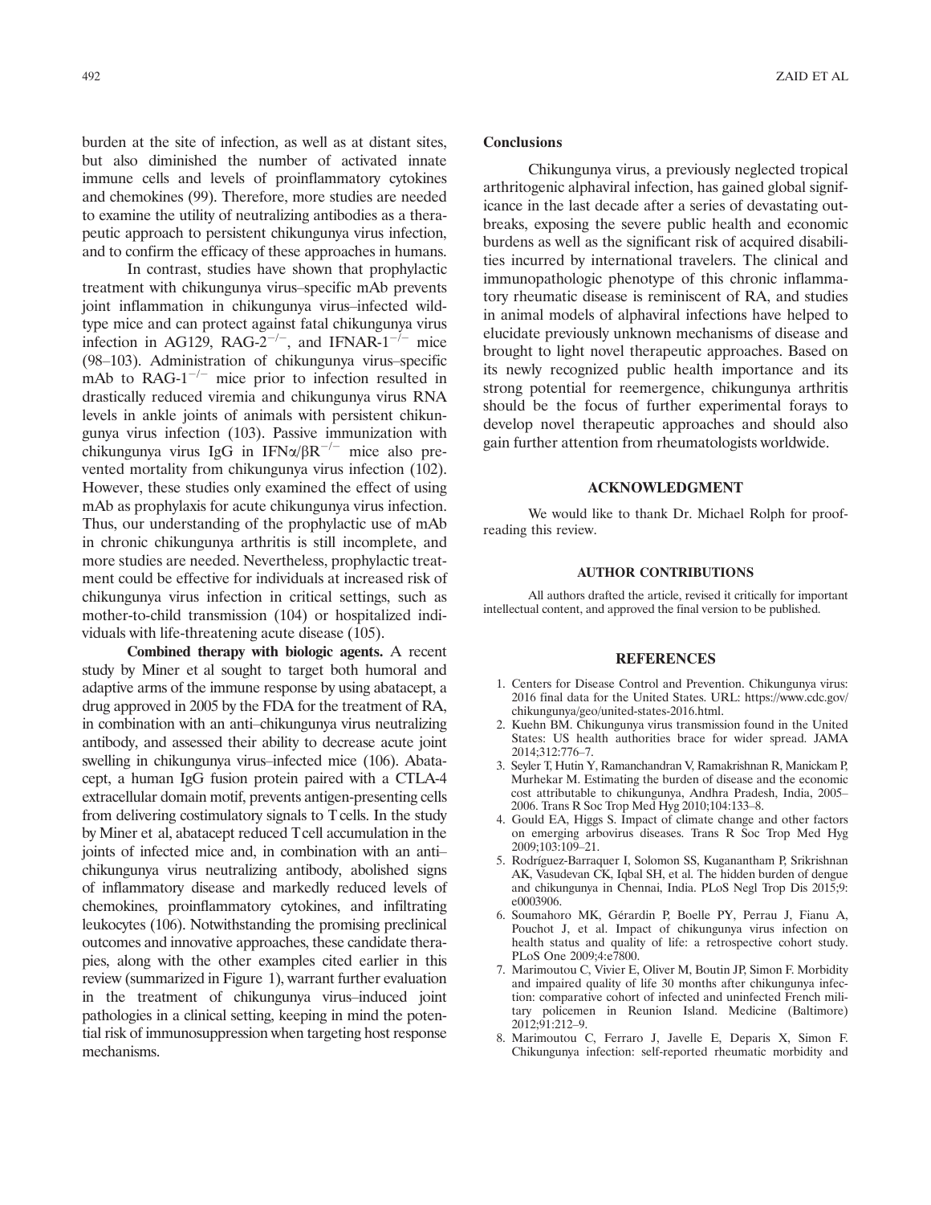burden at the site of infection, as well as at distant sites, but also diminished the number of activated innate immune cells and levels of proinflammatory cytokines and chemokines (99). Therefore, more studies are needed to examine the utility of neutralizing antibodies as a therapeutic approach to persistent chikungunya virus infection, and to confirm the efficacy of these approaches in humans.

In contrast, studies have shown that prophylactic treatment with chikungunya virus–specific mAb prevents joint inflammation in chikungunya virus–infected wild-type mice and can protect against fatal chikungunya virus infection in AG129, RAG-$2^{-/-}$, and IFNAR-$1^{-/-}$ mice (98–103). Administration of chikungunya virus–specific mAb to RAG-$1^{-/-}$ mice prior to infection resulted in drastically reduced viremia and chikungunya virus RNA levels in ankle joints of animals with persistent chikungunya virus infection (103). Passive immunization with chikungunya virus IgG in IFN$\alpha$/$\beta$R$^{-/-}$ mice also prevented mortality from chikungunya virus infection (102). However, these studies only examined the effect of using mAb as prophylaxis for acute chikungunya virus infection. Thus, our understanding of the prophylactic use of mAb in chronic chikungunya arthritis is still incomplete, and more studies are needed. Nevertheless, prophylactic treatment could be effective for individuals at increased risk of chikungunya virus infection in critical settings, such as mother-to-child transmission (104) or hospitalized individuals with life-threatening acute disease (105).

**Combined therapy with biologic agents.** A recent study by Miner et al sought to target both humoral and adaptive arms of the immune response by using abatacept, a drug approved in 2005 by the FDA for the treatment of RA, in combination with an anti–chikungunya virus neutralizing antibody, and assessed their ability to decrease acute joint swelling in chikungunya virus–infected mice (106). Abatacept, a human IgG fusion protein paired with a CTLA-4 extracellular domain motif, prevents antigen-presenting cells from delivering costimulatory signals to T cells. In the study by Miner et al, abatacept reduced T cell accumulation in the joints of infected mice and, in combination with an anti–chikungunya virus neutralizing antibody, abolished signs of inflammatory disease and markedly reduced levels of chemokines, proinflammatory cytokines, and infiltrating leukocytes (106). Notwithstanding the promising preclinical outcomes and innovative approaches, these candidate therapies, along with the other examples cited earlier in this review (summarized in Figure 1), warrant further evaluation in the treatment of chikungunya virus–induced joint pathologies in a clinical setting, keeping in mind the potential risk of immunosuppression when targeting host response mechanisms.

## Conclusions

Chikungunya virus, a previously neglected tropical arthritogenic alphaviral infection, has gained global significance in the last decade after a series of devastating outbreaks, exposing the severe public health and economic burdens as well as the significant risk of acquired disabilities incurred by international travelers. The clinical and immunopathologic phenotype of this chronic inflammatory rheumatic disease is reminiscent of RA, and studies in animal models of alphaviral infections have helped to elucidate previously unknown mechanisms of disease and brought to light novel therapeutic approaches. Based on its newly recognized public health importance and its strong potential for reemergence, chikungunya arthritis should be the focus of further experimental forays to develop novel therapeutic approaches and should also gain further attention from rheumatologists worldwide.

## ACKNOWLEDGMENT

We would like to thank Dr. Michael Rolph for proofreading this review.

## AUTHOR CONTRIBUTIONS

All authors drafted the article, revised it critically for important intellectual content, and approved the final version to be published.

## REFERENCES

1. Centers for Disease Control and Prevention. Chikungunya virus: 2016 final data for the United States. URL: https://www.cdc.gov/chikungunya/geo/united-states-2016.html.
2. Kuehn BM. Chikungunya virus transmission found in the United States: US health authorities brace for wider spread. JAMA 2014;312:776–7.
3. Seyler T, Hutin Y, Ramanchandran V, Ramakrishnan R, Manickam P, Murhekar M. Estimating the burden of disease and the economic cost attributable to chikungunya, Andhra Pradesh, India, 2005–2006. Trans R Soc Trop Med Hyg 2010;104:133–8.
4. Gould EA, Higgs S. Impact of climate change and other factors on emerging arbovirus diseases. Trans R Soc Trop Med Hyg 2009;103:109–21.
5. Rodríguez-Barraquer I, Solomon SS, Kuganantham P, Srikrishnan AK, Vasudevan CK, Iqbal SH, et al. The hidden burden of dengue and chikungunya in Chennai, India. PLoS Negl Trop Dis 2015;9: e0003906.
6. Soumahoro MK, Gérardin P, Boelle PY, Perrau J, Fianu A, Pouchot J, et al. Impact of chikungunya virus infection on health status and quality of life: a retrospective cohort study. PLoS One 2009;4:e7800.
7. Marimoutou C, Vivier E, Oliver M, Boutin JP, Simon F. Morbidity and impaired quality of life 30 months after chikungunya infection: comparative cohort of infected and uninfected French military policemen in Reunion Island. Medicine (Baltimore) 2012;91:212–9.
8. Marimoutou C, Ferraro J, Javelle E, Deparis X, Simon F. Chikungunya infection: self-reported rheumatic morbidity and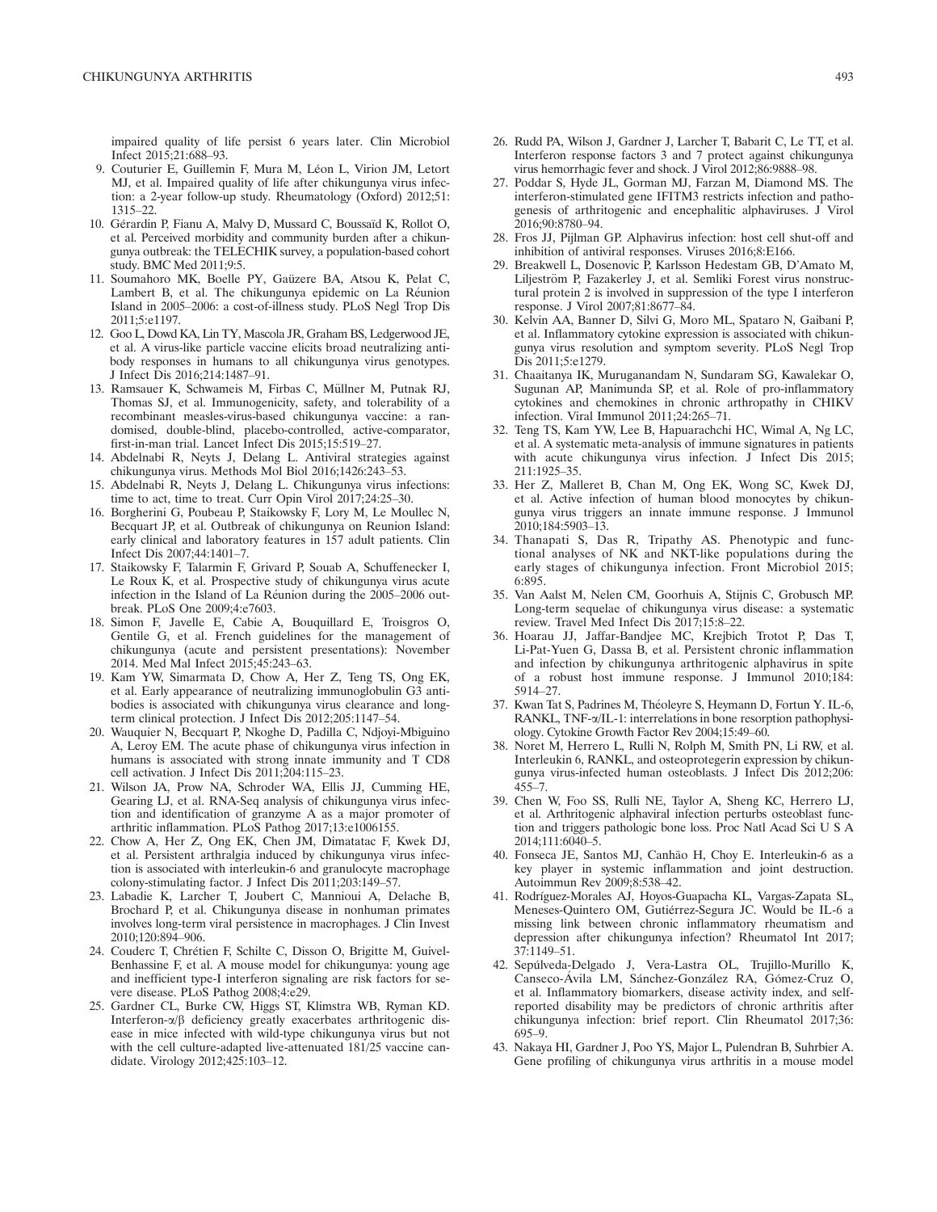impaired quality of life persist 6 years later. Clin Microbiol Infect 2015;21:688–93.

9. Couturier E, Guillemin F, Mura M, Léon L, Virion JM, Letort MJ, et al. Impaired quality of life after chikungunya virus infection: a 2-year follow-up study. Rheumatology (Oxford) 2012;51: 1315–22.
10. Gérardin P, Fianu A, Malvy D, Mussard C, Boussaïd K, Rollot O, et al. Perceived morbidity and community burden after a chikungunya outbreak: the TELECHIK survey, a population-based cohort study. BMC Med 2011;9:5.
11. Soumahoro MK, Boelle PY, Gaüzere BA, Atsou K, Pelat C, Lambert B, et al. The chikungunya epidemic on La Réunion Island in 2005–2006: a cost-of-illness study. PLoS Negl Trop Dis 2011;5:e1197.
12. Goo L, Dowd KA, Lin TY, Mascola JR, Graham BS, Ledgerwood JE, et al. A virus-like particle vaccine elicits broad neutralizing antibody responses in humans to all chikungunya virus genotypes. J Infect Dis 2016;214:1487–91.
13. Ramsauer K, Schwameis M, Firbas C, Müllner M, Putnak RJ, Thomas SJ, et al. Immunogenicity, safety, and tolerability of a recombinant measles-virus-based chikungunya vaccine: a randomised, double-blind, placebo-controlled, active-comparator, first-in-man trial. Lancet Infect Dis 2015;15:519–27.
14. Abdelnabi R, Neyts J, Delang L. Antiviral strategies against chikungunya virus. Methods Mol Biol 2016;1426:243–53.
15. Abdelnabi R, Neyts J, Delang L. Chikungunya virus infections: time to act, time to treat. Curr Opin Virol 2017;24:25–30.
16. Borgherini G, Poubeau P, Staikowsky F, Lory M, Le Moullec N, Becquart JP, et al. Outbreak of chikungunya on Reunion Island: early clinical and laboratory features in 157 adult patients. Clin Infect Dis 2007;44:1401–7.
17. Staikowsky F, Talarmin F, Grivard P, Souab A, Schuffenecker I, Le Roux K, et al. Prospective study of chikungunya virus acute infection in the Island of La Réunion during the 2005–2006 outbreak. PLoS One 2009;4:e7603.
18. Simon F, Javelle E, Cabie A, Bouquillard E, Troisgros O, Gentile G, et al. French guidelines for the management of chikungunya (acute and persistent presentations): November 2014. Med Mal Infect 2015;45:243–63.
19. Kam YW, Simarmata D, Chow A, Her Z, Teng TS, Ong EK, et al. Early appearance of neutralizing immunoglobulin G3 antibodies is associated with chikungunya virus clearance and long-term clinical protection. J Infect Dis 2012;205:1147–54.
20. Wauquier N, Becquart P, Nkoghe D, Padilla C, Ndjoyi-Mbiguino A, Leroy EM. The acute phase of chikungunya virus infection in humans is associated with strong innate immunity and T CD8 cell activation. J Infect Dis 2011;204:115–23.
21. Wilson JA, Prow NA, Schroder WA, Ellis JJ, Cumming HE, Gearing LJ, et al. RNA-Seq analysis of chikungunya virus infection and identification of granzyme A as a major promoter of arthritic inflammation. PLoS Pathog 2017;13:e1006155.
22. Chow A, Her Z, Ong EK, Chen JM, Dimatatac F, Kwek DJ, et al. Persistent arthralgia induced by chikungunya virus infection is associated with interleukin-6 and granulocyte macrophage colony-stimulating factor. J Infect Dis 2011;203:149–57.
23. Labadie K, Larcher T, Joubert C, Mannioui A, Delache B, Brochard P, et al. Chikungunya disease in nonhuman primates involves long-term viral persistence in macrophages. J Clin Invest 2010;120:894–906.
24. Couderc T, Chrétien F, Schilte C, Disson O, Brigitte M, Guivel-Benhassine F, et al. A mouse model for chikungunya: young age and inefficient type-I interferon signaling are risk factors for severe disease. PLoS Pathog 2008;4:e29.
25. Gardner CL, Burke CW, Higgs ST, Klimstra WB, Ryman KD. Interferon-α/β deficiency greatly exacerbates arthritogenic disease in mice infected with wild-type chikungunya virus but not with the cell culture-adapted live-attenuated 181/25 vaccine candidate. Virology 2012;425:103–12.
26. Rudd PA, Wilson J, Gardner J, Larcher T, Babarit C, Le TT, et al. Interferon response factors 3 and 7 protect against chikungunya virus hemorrhagic fever and shock. J Virol 2012;86:9888–98.
27. Poddar S, Hyde JL, Gorman MJ, Farzan M, Diamond MS. The interferon-stimulated gene IFITM3 restricts infection and pathogenesis of arthritogenic and encephalitic alphaviruses. J Virol 2016;90:8780–94.
28. Fros JJ, Pijlman GP. Alphavirus infection: host cell shut-off and inhibition of antiviral responses. Viruses 2016;8:E166.
29. Breakwell L, Dosenovic P, Karlsson Hedestam GB, D'Amato M, Liljeström P, Fazakerley J, et al. Semliki Forest virus nonstructural protein 2 is involved in suppression of the type I interferon response. J Virol 2007;81:8677–84.
30. Kelvin AA, Banner D, Silvi G, Moro ML, Spataro N, Gaibani P, et al. Inflammatory cytokine expression is associated with chikungunya virus resolution and symptom severity. PLoS Negl Trop Dis 2011;5:e1279.
31. Chaaitanya IK, Muruganandam N, Sundaram SG, Kawalekar O, Sugunan AP, Manimunda SP, et al. Role of pro-inflammatory cytokines and chemokines in chronic arthropathy in CHIKV infection. Viral Immunol 2011;24:265–71.
32. Teng TS, Kam YW, Lee B, Hapuarachchi HC, Wimal A, Ng LC, et al. A systematic meta-analysis of immune signatures in patients with acute chikungunya virus infection. J Infect Dis 2015; 211:1925–35.
33. Her Z, Malleret B, Chan M, Ong EK, Wong SC, Kwek DJ, et al. Active infection of human blood monocytes by chikungunya virus triggers an innate immune response. J Immunol 2010;184:5903–13.
34. Thanapati S, Das R, Tripathy AS. Phenotypic and functional analyses of NK and NKT-like populations during the early stages of chikungunya infection. Front Microbiol 2015; 6:895.
35. Van Aalst M, Nelen CM, Goorhuis A, Stijnis C, Grobusch MP. Long-term sequelae of chikungunya virus disease: a systematic review. Travel Med Infect Dis 2017;15:8–22.
36. Hoarau JJ, Jaffar-Bandjee MC, Krejbich Trotot P, Das T, Li-Pat-Yuen G, Dassa B, et al. Persistent chronic inflammation and infection by chikungunya arthritogenic alphavirus in spite of a robust host immune response. J Immunol 2010;184: 5914–27.
37. Kwan Tat S, Padrines M, Théoleyre S, Heymann D, Fortun Y. IL-6, RANKL, TNF-α/IL-1: interrelations in bone resorption pathophysiology. Cytokine Growth Factor Rev 2004;15:49–60.
38. Noret M, Herrero L, Rulli N, Rolph M, Smith PN, Li RW, et al. Interleukin 6, RANKL, and osteoprotegerin expression by chikungunya virus-infected human osteoblasts. J Infect Dis 2012;206: 455–7.
39. Chen W, Foo SS, Rulli NE, Taylor A, Sheng KC, Herrero LJ, et al. Arthritogenic alphaviral infection perturbs osteoblast function and triggers pathologic bone loss. Proc Natl Acad Sci U S A 2014;111:6040–5.
40. Fonseca JE, Santos MJ, Canhão H, Choy E. Interleukin-6 as a key player in systemic inflammation and joint destruction. Autoimmun Rev 2009;8:538–42.
41. Rodríguez-Morales AJ, Hoyos-Guapacha KL, Vargas-Zapata SL, Meneses-Quintero OM, Gutiérrez-Segura JC. Would be IL-6 a missing link between chronic inflammatory rheumatism and depression after chikungunya infection? Rheumatol Int 2017; 37:1149–51.
42. Sepúlveda-Delgado J, Vera-Lastra OL, Trujillo-Murillo K, Canseco-Ávila LM, Sánchez-González RA, Gómez-Cruz O, et al. Inflammatory biomarkers, disease activity index, and self-reported disability may be predictors of chronic arthritis after chikungunya infection: brief report. Clin Rheumatol 2017;36: 695–9.
43. Nakaya HI, Gardner J, Poo YS, Major L, Pulendran B, Suhrbier A. Gene profiling of chikungunya virus arthritis in a mouse model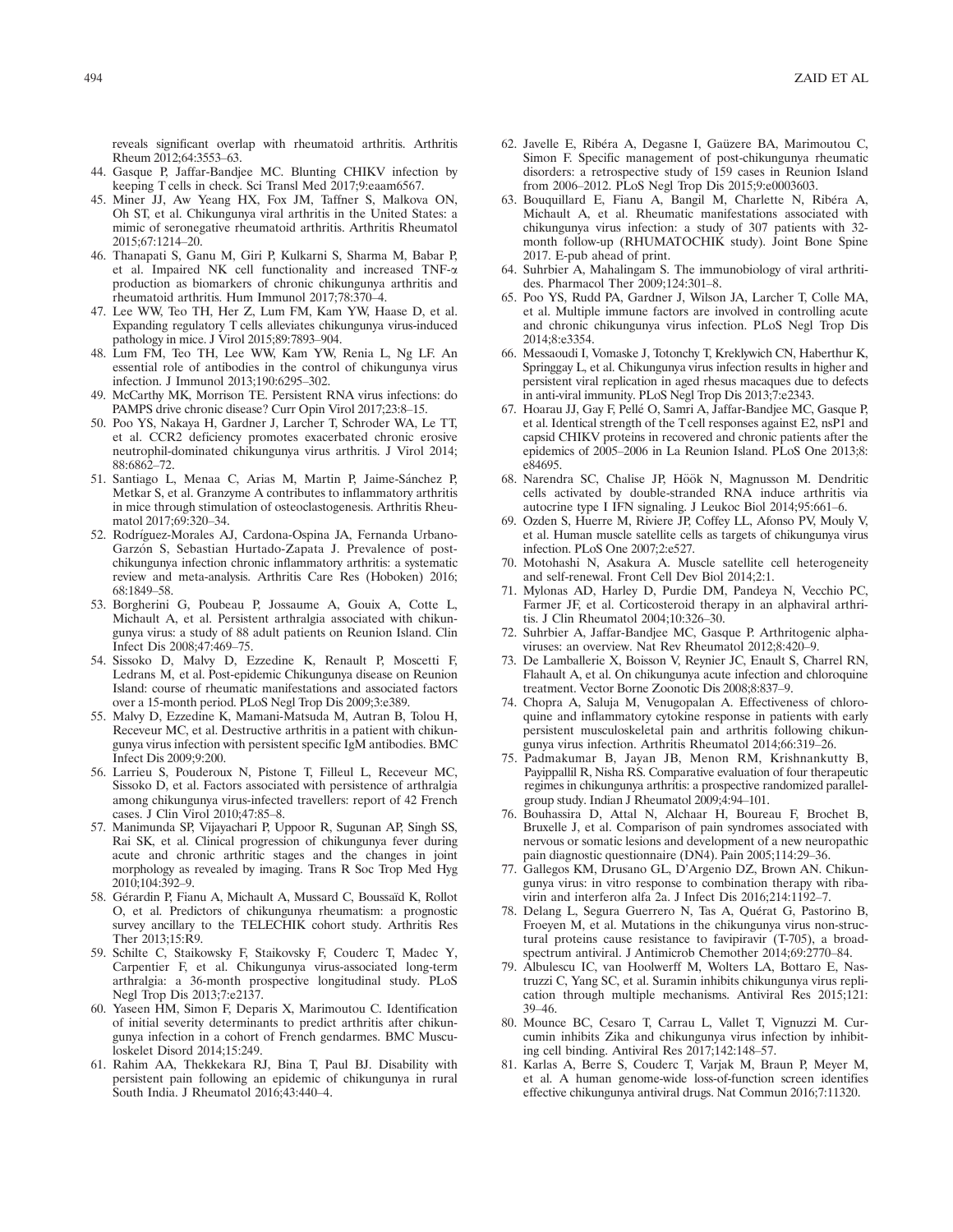reveals significant overlap with rheumatoid arthritis. Arthritis Rheum 2012;64:3553–63.

44. Gasque P, Jaffar-Bandjee MC. Blunting CHIKV infection by keeping T cells in check. Sci Transl Med 2017;9:eaam6567.
45. Miner JJ, Aw Yeang HX, Fox JM, Taffner S, Malkova ON, Oh ST, et al. Chikungunya viral arthritis in the United States: a mimic of seronegative rheumatoid arthritis. Arthritis Rheumatol 2015;67:1214–20.
46. Thanapati S, Ganu M, Giri P, Kulkarni S, Sharma M, Babar P, et al. Impaired NK cell functionality and increased TNF-α production as biomarkers of chronic chikungunya arthritis and rheumatoid arthritis. Hum Immunol 2017;78:370–4.
47. Lee WW, Teo TH, Her Z, Lum FM, Kam YW, Haase D, et al. Expanding regulatory T cells alleviates chikungunya virus-induced pathology in mice. J Virol 2015;89:7893–904.
48. Lum FM, Teo TH, Lee WW, Kam YW, Renia L, Ng LF. An essential role of antibodies in the control of chikungunya virus infection. J Immunol 2013;190:6295–302.
49. McCarthy MK, Morrison TE. Persistent RNA virus infections: do PAMPS drive chronic disease? Curr Opin Virol 2017;23:8–15.
50. Poo YS, Nakaya H, Gardner J, Larcher T, Schroder WA, Le TT, et al. CCR2 deficiency promotes exacerbated chronic erosive neutrophil-dominated chikungunya virus arthritis. J Virol 2014; 88:6862–72.
51. Santiago L, Menaa C, Arias M, Martin P, Jaime-Sánchez P, Metkar S, et al. Granzyme A contributes to inflammatory arthritis in mice through stimulation of osteoclastogenesis. Arthritis Rheumatol 2017;69:320–34.
52. Rodríguez-Morales AJ, Cardona-Ospina JA, Fernanda Urbano-Garzón S, Sebastian Hurtado-Zapata J. Prevalence of post-chikungunya infection chronic inflammatory arthritis: a systematic review and meta-analysis. Arthritis Care Res (Hoboken) 2016; 68:1849–58.
53. Borgherini G, Poubeau P, Jossaume A, Gouix A, Cotte L, Michault A, et al. Persistent arthralgia associated with chikungunya virus: a study of 88 adult patients on Reunion Island. Clin Infect Dis 2008;47:469–75.
54. Sissoko D, Malvy D, Ezzedine K, Renault P, Moscetti F, Ledrans M, et al. Post-epidemic Chikungunya disease on Reunion Island: course of rheumatic manifestations and associated factors over a 15-month period. PLoS Negl Trop Dis 2009;3:e389.
55. Malvy D, Ezzedine K, Mamani-Matsuda M, Autran B, Tolou H, Receveur MC, et al. Destructive arthritis in a patient with chikungunya virus infection with persistent specific IgM antibodies. BMC Infect Dis 2009;9:200.
56. Larrieu S, Pouderoux N, Pistone T, Filleul L, Receveur MC, Sissoko D, et al. Factors associated with persistence of arthralgia among chikungunya virus-infected travellers: report of 42 French cases. J Clin Virol 2010;47:85–8.
57. Manimunda SP, Vijayachari P, Uppoor R, Sugunan AP, Singh SS, Rai SK, et al. Clinical progression of chikungunya fever during acute and chronic arthritic stages and the changes in joint morphology as revealed by imaging. Trans R Soc Trop Med Hyg 2010;104:392–9.
58. Gérardin P, Fianu A, Michault A, Mussard C, Boussaïd K, Rollot O, et al. Predictors of chikungunya rheumatism: a prognostic survey ancillary to the TELECHIK cohort study. Arthritis Res Ther 2013;15:R9.
59. Schilte C, Staikowsky F, Staikovsky F, Couderc T, Madec Y, Carpentier F, et al. Chikungunya virus-associated long-term arthralgia: a 36-month prospective longitudinal study. PLoS Negl Trop Dis 2013;7:e2137.
60. Yaseen HM, Simon F, Deparis X, Marimoutou C. Identification of initial severity determinants to predict arthritis after chikungunya infection in a cohort of French gendarmes. BMC Musculoskelet Disord 2014;15:249.
61. Rahim AA, Thekkekara RJ, Bina T, Paul BJ. Disability with persistent pain following an epidemic of chikungunya in rural South India. J Rheumatol 2016;43:440–4.
62. Javelle E, Ribéra A, Degasne I, Gaüzere BA, Marimoutou C, Simon F. Specific management of post-chikungunya rheumatic disorders: a retrospective study of 159 cases in Reunion Island from 2006–2012. PLoS Negl Trop Dis 2015;9:e0003603.
63. Bouquillard E, Fianu A, Bangil M, Charlette N, Ribéra A, Michault A, et al. Rheumatic manifestations associated with chikungunya virus infection: a study of 307 patients with 32-month follow-up (RHUMATOCHIK study). Joint Bone Spine 2017. E-pub ahead of print.
64. Suhrbier A, Mahalingam S. The immunobiology of viral arthritides. Pharmacol Ther 2009;124:301–8.
65. Poo YS, Rudd PA, Gardner J, Wilson JA, Larcher T, Colle MA, et al. Multiple immune factors are involved in controlling acute and chronic chikungunya virus infection. PLoS Negl Trop Dis 2014;8:e3354.
66. Messaoudi I, Vomaske J, Totonchy T, Kreklywich CN, Haberthur K, Springgay L, et al. Chikungunya virus infection results in higher and persistent viral replication in aged rhesus macaques due to defects in anti-viral immunity. PLoS Negl Trop Dis 2013;7:e2343.
67. Hoarau JJ, Gay F, Pellé O, Samri A, Jaffar-Bandjee MC, Gasque P, et al. Identical strength of the T cell responses against E2, nsP1 and capsid CHIKV proteins in recovered and chronic patients after the epidemics of 2005–2006 in La Reunion Island. PLoS One 2013;8: e84695.
68. Narendra SC, Chalise JP, Höök N, Magnusson M. Dendritic cells activated by double-stranded RNA induce arthritis via autocrine type I IFN signaling. J Leukoc Biol 2014;95:661–6.
69. Ozden S, Huerre M, Riviere JP, Coffey LL, Afonso PV, Mouly V, et al. Human muscle satellite cells as targets of chikungunya virus infection. PLoS One 2007;2:e527.
70. Motohashi N, Asakura A. Muscle satellite cell heterogeneity and self-renewal. Front Cell Dev Biol 2014;2:1.
71. Mylonas AD, Harley D, Purdie DM, Pandeya N, Vecchio PC, Farmer JF, et al. Corticosteroid therapy in an alphaviral arthritis. J Clin Rheumatol 2004;10:326–30.
72. Suhrbier A, Jaffar-Bandjee MC, Gasque P. Arthritogenic alphaviruses: an overview. Nat Rev Rheumatol 2012;8:420–9.
73. De Lamballerie X, Boisson V, Reynier JC, Enault S, Charrel RN, Flahault A, et al. On chikungunya acute infection and chloroquine treatment. Vector Borne Zoonotic Dis 2008;8:837–9.
74. Chopra A, Saluja M, Venugopalan A. Effectiveness of chloroquine and inflammatory cytokine response in patients with early persistent musculoskeletal pain and arthritis following chikungunya virus infection. Arthritis Rheumatol 2014;66:319–26.
75. Padmakumar B, Jayan JB, Menon RM, Krishnankutty B, Payippallil R, Nisha RS. Comparative evaluation of four therapeutic regimes in chikungunya arthritis: a prospective randomized parallel-group study. Indian J Rheumatol 2009;4:94–101.
76. Bouhassira D, Attal N, Alchaar H, Boureau F, Brochet B, Bruxelle J, et al. Comparison of pain syndromes associated with nervous or somatic lesions and development of a new neuropathic pain diagnostic questionnaire (DN4). Pain 2005;114:29–36.
77. Gallegos KM, Drusano GL, D'Argenio DZ, Brown AN. Chikungunya virus: in vitro response to combination therapy with ribavirin and interferon alfa 2a. J Infect Dis 2016;214:1192–7.
78. Delang L, Segura Guerrero N, Tas A, Quérat G, Pastorino B, Froeyen M, et al. Mutations in the chikungunya virus non-structural proteins cause resistance to favipiravir (T-705), a broad-spectrum antiviral. J Antimicrob Chemother 2014;69:2770–84.
79. Albulescu IC, van Hoolwerff M, Wolters LA, Bottaro E, Nastruzzi C, Yang SC, et al. Suramin inhibits chikungunya virus replication through multiple mechanisms. Antiviral Res 2015;121: 39–46.
80. Mounce BC, Cesaro T, Carrau L, Vallet T, Vignuzzi M. Curcumin inhibits Zika and chikungunya virus infection by inhibiting cell binding. Antiviral Res 2017;142:148–57.
81. Karlas A, Berre S, Couderc T, Varjak M, Braun P, Meyer M, et al. A human genome-wide loss-of-function screen identifies effective chikungunya antiviral drugs. Nat Commun 2016;7:11320.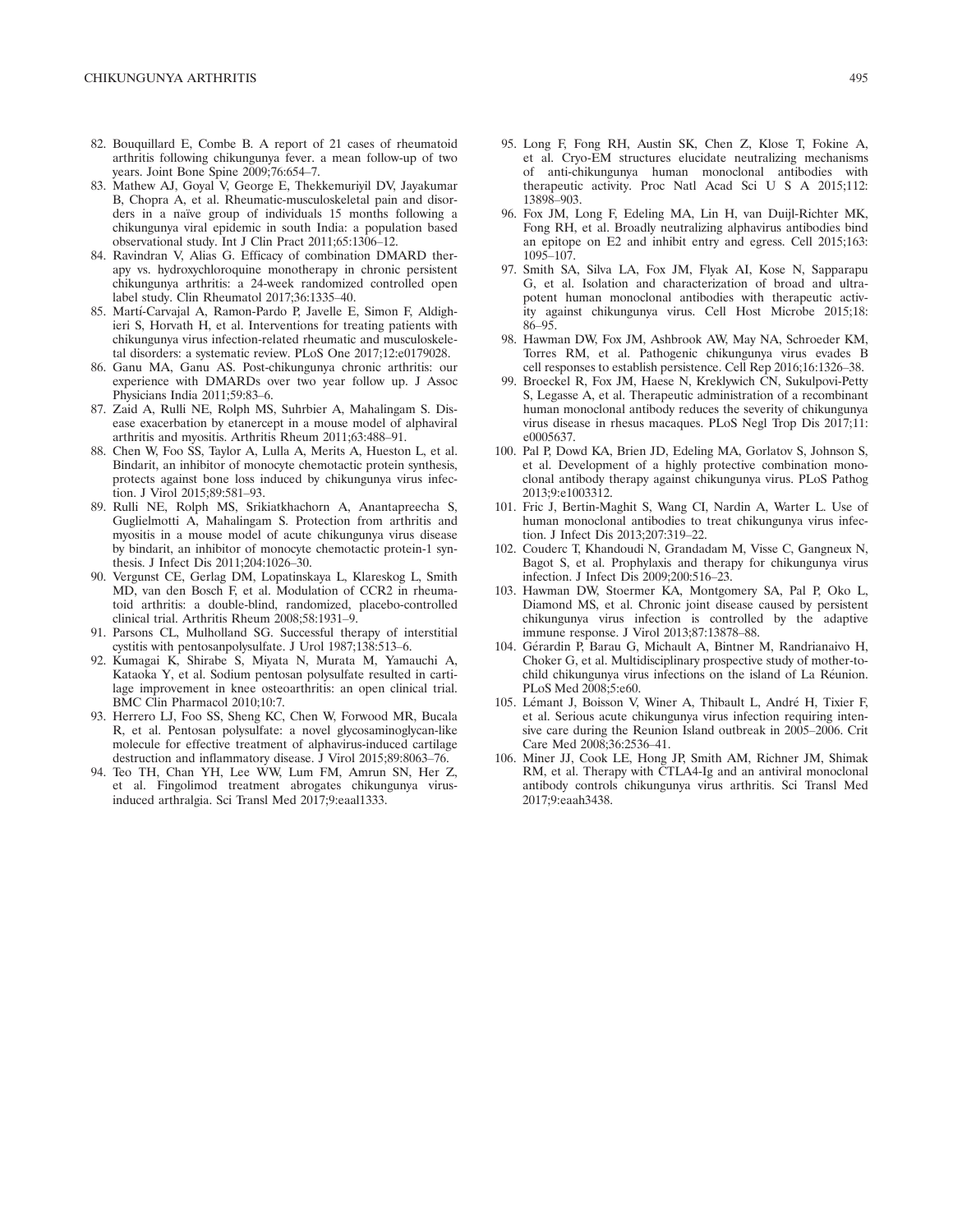82. Bouquillard E, Combe B. A report of 21 cases of rheumatoid arthritis following chikungunya fever. a mean follow-up of two years. Joint Bone Spine 2009;76:654–7.
83. Mathew AJ, Goyal V, George E, Thekkemuriyil DV, Jayakumar B, Chopra A, et al. Rheumatic-musculoskeletal pain and disorders in a naïve group of individuals 15 months following a chikungunya viral epidemic in south India: a population based observational study. Int J Clin Pract 2011;65:1306–12.
84. Ravindran V, Alias G. Efficacy of combination DMARD therapy vs. hydroxychloroquine monotherapy in chronic persistent chikungunya arthritis: a 24-week randomized controlled open label study. Clin Rheumatol 2017;36:1335–40.
85. Martí-Carvajal A, Ramon-Pardo P, Javelle E, Simon F, Aldighieri S, Horvath H, et al. Interventions for treating patients with chikungunya virus infection-related rheumatic and musculoskeletal disorders: a systematic review. PLoS One 2017;12:e0179028.
86. Ganu MA, Ganu AS. Post-chikungunya chronic arthritis: our experience with DMARDs over two year follow up. J Assoc Physicians India 2011;59:83–6.
87. Zaid A, Rulli NE, Rolph MS, Suhrbier A, Mahalingam S. Disease exacerbation by etanercept in a mouse model of alphaviral arthritis and myositis. Arthritis Rheum 2011;63:488–91.
88. Chen W, Foo SS, Taylor A, Lulla A, Merits A, Hueston L, et al. Bindarit, an inhibitor of monocyte chemotactic protein synthesis, protects against bone loss induced by chikungunya virus infection. J Virol 2015;89:581–93.
89. Rulli NE, Rolph MS, Srikiatkhachorn A, Anantapreecha S, Guglielmotti A, Mahalingam S. Protection from arthritis and myositis in a mouse model of acute chikungunya virus disease by bindarit, an inhibitor of monocyte chemotactic protein-1 synthesis. J Infect Dis 2011;204:1026–30.
90. Vergunst CE, Gerlag DM, Lopatinskaya L, Klareskog L, Smith MD, van den Bosch F, et al. Modulation of CCR2 in rheumatoid arthritis: a double-blind, randomized, placebo-controlled clinical trial. Arthritis Rheum 2008;58:1931–9.
91. Parsons CL, Mulholland SG. Successful therapy of interstitial cystitis with pentosanpolysulfate. J Urol 1987;138:513–6.
92. Kumagai K, Shirabe S, Miyata N, Murata M, Yamauchi A, Kataoka Y, et al. Sodium pentosan polysulfate resulted in cartilage improvement in knee osteoarthritis: an open clinical trial. BMC Clin Pharmacol 2010;10:7.
93. Herrero LJ, Foo SS, Sheng KC, Chen W, Forwood MR, Bucala R, et al. Pentosan polysulfate: a novel glycosaminoglycan-like molecule for effective treatment of alphavirus-induced cartilage destruction and inflammatory disease. J Virol 2015;89:8063–76.
94. Teo TH, Chan YH, Lee WW, Lum FM, Amrun SN, Her Z, et al. Fingolimod treatment abrogates chikungunya virus-induced arthralgia. Sci Transl Med 2017;9:eaal1333.
95. Long F, Fong RH, Austin SK, Chen Z, Klose T, Fokine A, et al. Cryo-EM structures elucidate neutralizing mechanisms of anti-chikungunya human monoclonal antibodies with therapeutic activity. Proc Natl Acad Sci U S A 2015;112: 13898–903.
96. Fox JM, Long F, Edeling MA, Lin H, van Duijl-Richter MK, Fong RH, et al. Broadly neutralizing alphavirus antibodies bind an epitope on E2 and inhibit entry and egress. Cell 2015;163: 1095–107.
97. Smith SA, Silva LA, Fox JM, Flyak AI, Kose N, Sapparapu G, et al. Isolation and characterization of broad and ultrapotent human monoclonal antibodies with therapeutic activity against chikungunya virus. Cell Host Microbe 2015;18: 86–95.
98. Hawman DW, Fox JM, Ashbrook AW, May NA, Schroeder KM, Torres RM, et al. Pathogenic chikungunya virus evades B cell responses to establish persistence. Cell Rep 2016;16:1326–38.
99. Broeckel R, Fox JM, Haese N, Kreklywich CN, Sukulpovi-Petty S, Legasse A, et al. Therapeutic administration of a recombinant human monoclonal antibody reduces the severity of chikungunya virus disease in rhesus macaques. PLoS Negl Trop Dis 2017;11: e0005637.
100. Pal P, Dowd KA, Brien JD, Edeling MA, Gorlatov S, Johnson S, et al. Development of a highly protective combination monoclonal antibody therapy against chikungunya virus. PLoS Pathog 2013;9:e1003312.
101. Fric J, Bertin-Maghit S, Wang CI, Nardin A, Warter L. Use of human monoclonal antibodies to treat chikungunya virus infection. J Infect Dis 2013;207:319–22.
102. Couderc T, Khandoudi N, Grandadam M, Visse C, Gangneux N, Bagot S, et al. Prophylaxis and therapy for chikungunya virus infection. J Infect Dis 2009;200:516–23.
103. Hawman DW, Stoermer KA, Montgomery SA, Pal P, Oko L, Diamond MS, et al. Chronic joint disease caused by persistent chikungunya virus infection is controlled by the adaptive immune response. J Virol 2013;87:13878–88.
104. Gérardin P, Barau G, Michault A, Bintner M, Randrianaivo H, Choker G, et al. Multidisciplinary prospective study of mother-to-child chikungunya virus infections on the island of La Réunion. PLoS Med 2008;5:e60.
105. Lémant J, Boisson V, Winer A, Thibault L, André H, Tixier F, et al. Serious acute chikungunya virus infection requiring intensive care during the Reunion Island outbreak in 2005–2006. Crit Care Med 2008;36:2536–41.
106. Miner JJ, Cook LE, Hong JP, Smith AM, Richner JM, Shimak RM, et al. Therapy with CTLA4-Ig and an antiviral monoclonal antibody controls chikungunya virus arthritis. Sci Transl Med 2017;9:eaah3438.